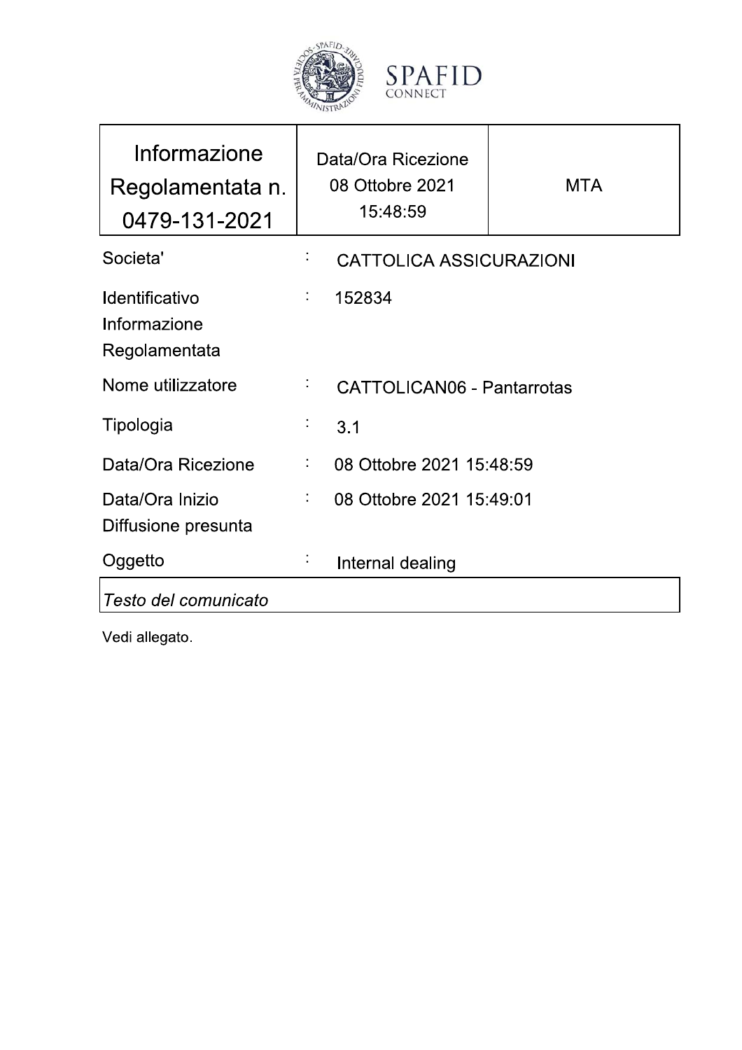| Informazione Regolamentata n. 0479-131-2021 | Data/Ora Ricezione 08 Ottobre 2021 15:48:59 | MTA |
|---|---|---|

| | | |
|---|---|---|
| Societa' | : | CATTOLICA ASSICURAZIONI |
| Identificativo Informazione Regolamentata | : | 152834 |
| Nome utilizzatore | : | CATTOLICAN06 - Pantarrotas |
| Tipologia | : | 3.1 |
| Data/Ora Ricezione | : | 08 Ottobre 2021 15:48:59 |
| Data/Ora Inizio Diffusione presunta | : | 08 Ottobre 2021 15:49:01 |
| Oggetto | : | Internal dealing |

*Testo del comunicato*

Vedi allegato.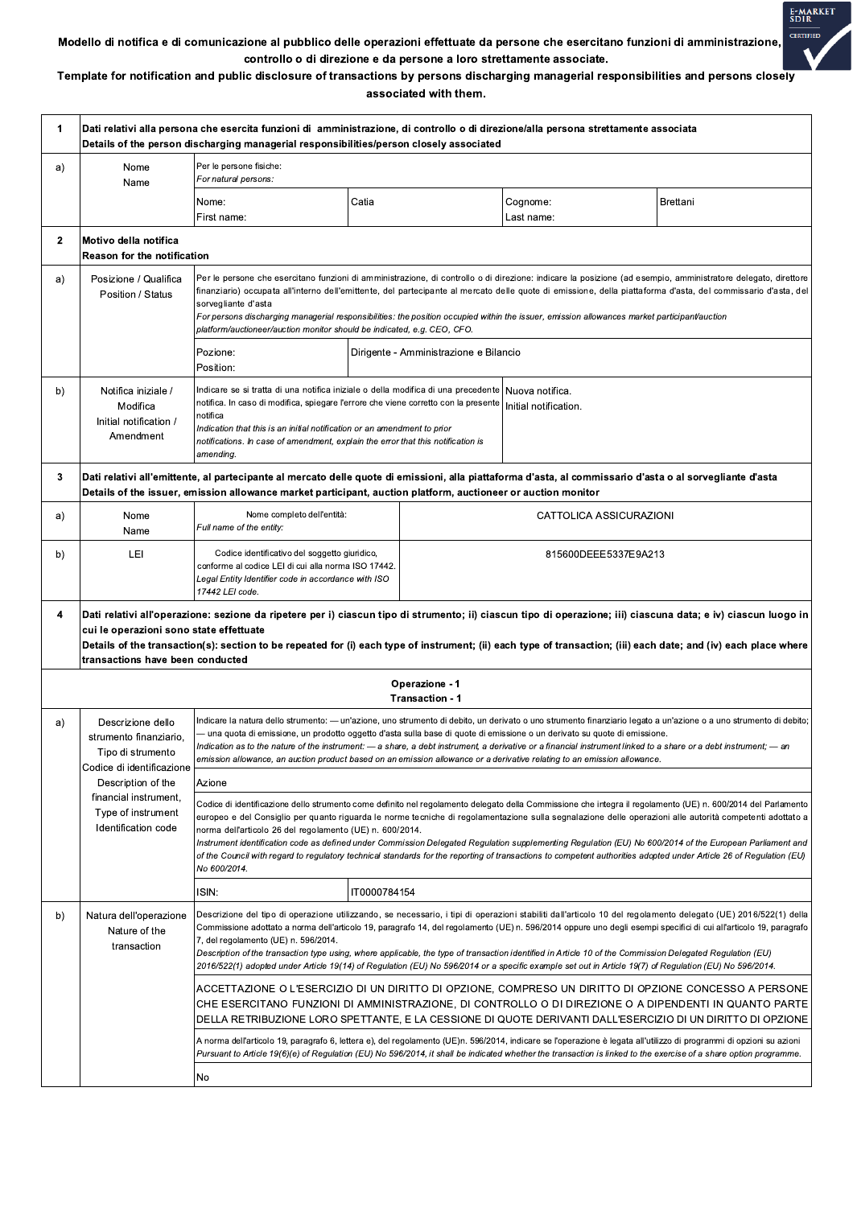**Modello di notifica e di comunicazione al pubblico delle operazioni effettuate da persone che esercitano funzioni di amministrazione, controllo o di direzione e da persone a loro strettamente associate.**

**Template for notification and public disclosure of transactions by persons discharging managerial responsibilities and persons closely associated with them.**

| | | | | | |
|---|---|---|---|---|---|
| **1** | **Dati relativi alla persona che esercita funzioni di amministrazione, di controllo o di direzione/alla persona strettamente associata**<br>**Details of the person discharging managerial responsibilities/person closely associated** | | | | |
| a) | Nome<br>Name | Per le persone fisiche:<br>*For natural persons:* | | | |
| | | Nome:<br>First name: | Catia | Cognome:<br>Last name: | Brettani |
| **2** | **Motivo della notifica**<br>**Reason for the notification** | | | | |
| a) | Posizione / Qualifica<br>Position / Status | Per le persone che esercitano funzioni di amministrazione, di controllo o di direzione: indicare la posizione (ad esempio, amministratore delegato, direttore finanziario) occupata all'interno dell'emittente, del partecipante al mercato delle quote di emissione, della piattaforma d'asta, del commissario d'asta, del sorvegliante d'asta<br>*For persons discharging managerial responsibilities: the position occupied within the issuer, emission allowances market participant/auction platform/auctioneer/auction monitor should be indicated, e.g. CEO, CFO.* | | | |
| | | Pozione:<br>Position: | Dirigente - Amministrazione e Bilancio | | |
| b) | Notifica iniziale / Modifica<br>Initial notification / Amendment | Indicare se si tratta di una notifica iniziale o della modifica di una precedente notifica. In caso di modifica, spiegare l'errore che viene corretto con la presente notifica<br>*Indication that this is an initial notification or an amendment to prior notifications. In case of amendment, explain the error that this notification is amending.* | | Nuova notifica.<br>Initial notification. | |
| **3** | **Dati relativi all'emittente, al partecipante al mercato delle quote di emissioni, alla piattaforma d'asta, al commissario d'asta o al sorvegliante d'asta**<br>**Details of the issuer, emission allowance market participant, auction platform, auctioneer or auction monitor** | | | | |
| a) | Nome<br>Name | Nome completo dell'entità:<br>*Full name of the entity:* | CATTOLICA ASSICURAZIONI | | |
| b) | LEI | Codice identificativo del soggetto giuridico, conforme al codice LEI di cui alla norma ISO 17442.<br>*Legal Entity Identifier code in accordance with ISO 17442 LEI code.* | 815600DEEE5337E9A213 | | |
| **4** | **Dati relativi all'operazione: sezione da ripetere per i) ciascun tipo di strumento; ii) ciascun tipo di operazione; iii) ciascuna data; e iv) ciascun luogo in cui le operazioni sono state effettuate**<br>**Details of the transaction(s): section to be repeated for (i) each type of instrument; (ii) each type of transaction; (iii) each date; and (iv) each place where transactions have been conducted** | | | | |
| | **Operazione - 1**<br>**Transaction - 1** | | | | |
| a) | Descrizione dello strumento finanziario, Tipo di strumento Codice di identificazione<br>Description of the financial instrument, Type of instrument Identification code | Indicare la natura dello strumento: — un'azione, uno strumento di debito, un derivato o uno strumento finanziario legato a un'azione o a uno strumento di debito; — una quota di emissione, un prodotto oggetto d'asta sulla base di quote di emissione o un derivato su quote di emissione.<br>*Indication as to the nature of the instrument: — a share, a debt instrument, a derivative or a financial instrument linked to a share or a debt instrument; — an emission allowance, an auction product based on an emission allowance or a derivative relating to an emission allowance.* | | | |
| | | Azione | | | |
| | | Codice di identificazione dello strumento come definito nel regolamento delegato della Commissione che integra il regolamento (UE) n. 600/2014 del Parlamento europeo e del Consiglio per quanto riguarda le norme tecniche di regolamentazione sulla segnalazione delle operazioni alle autorità competenti adottato a norma dell'articolo 26 del regolamento (UE) n. 600/2014.<br>*Instrument identification code as defined under Commission Delegated Regulation supplementing Regulation (EU) No 600/2014 of the European Parliament and of the Council with regard to regulatory technical standards for the reporting of transactions to competent authorities adopted under Article 26 of Regulation (EU) No 600/2014.* | | | |
| | | ISIN: | IT0000784154 | | |
| b) | Natura dell'operazione<br>Nature of the transaction | Descrizione del tipo di operazione utilizzando, se necessario, i tipi di operazioni stabiliti dall'articolo 10 del regolamento delegato (UE) 2016/522(1) della Commissione adottato a norma dell'articolo 19, paragrafo 14, del regolamento (UE) n. 596/2014 oppure uno degli esempi specifici di cui all'articolo 19, paragrafo 7, del regolamento (UE) n. 596/2014.<br>*Description of the transaction type using, where applicable, the type of transaction identified in Article 10 of the Commission Delegated Regulation (EU) 2016/522(1) adopted under Article 19(14) of Regulation (EU) No 596/2014 or a specific example set out in Article 19(7) of Regulation (EU) No 596/2014.* | | | |
| | | ACCETTAZIONE O L'ESERCIZIO DI UN DIRITTO DI OPZIONE, COMPRESO UN DIRITTO DI OPZIONE CONCESSO A PERSONE CHE ESERCITANO FUNZIONI DI AMMINISTRAZIONE, DI CONTROLLO O DI DIREZIONE O A DIPENDENTI IN QUANTO PARTE DELLA RETRIBUZIONE LORO SPETTANTE, E LA CESSIONE DI QUOTE DERIVANTI DALL'ESERCIZIO DI UN DIRITTO DI OPZIONE | | | |
| | | A norma dell'articolo 19, paragrafo 6, lettera e), del regolamento (UE)n. 596/2014, indicare se l'operazione è legata all'utilizzo di programmi di opzioni su azioni<br>*Pursuant to Article 19(6)(e) of Regulation (EU) No 596/2014, it shall be indicated whether the transaction is linked to the exercise of a share option programme.* | | | |
| | | No | | | |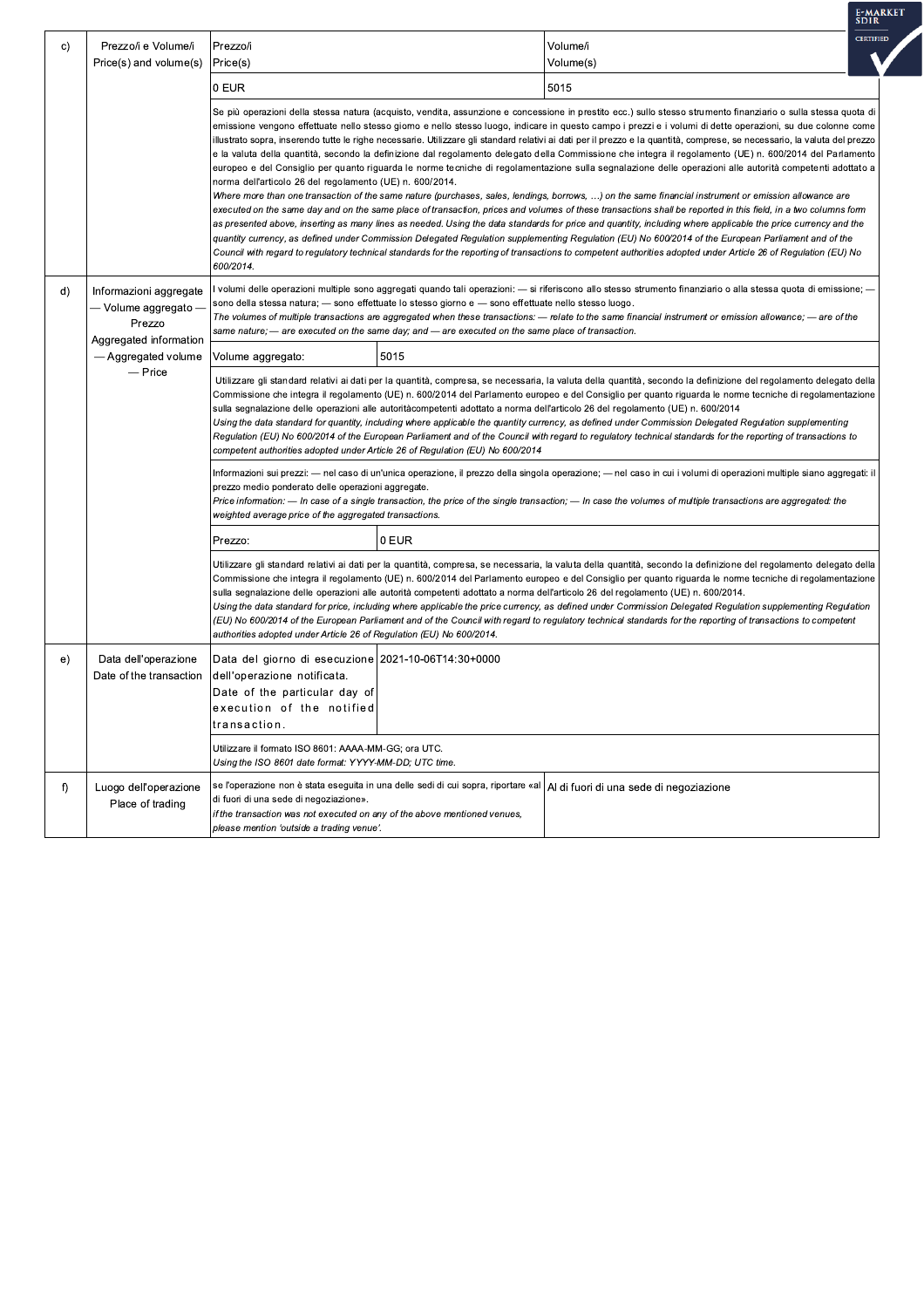| | | | |
|---|---|---|---|
| c) | Prezzo/i e Volume/i<br>Price(s) and volume(s) | Prezzo/i<br>Price(s) | Volume/i<br>Volume(s) |
| | | 0 EUR | 5015 |
| | | Se più operazioni della stessa natura (acquisto, vendita, assunzione e concessione in prestito ecc.) sullo stesso strumento finanziario o sulla stessa quota di emissione vengono effettuate nello stesso giorno e nello stesso luogo, indicare in questo campo i prezzi e i volumi di dette operazioni, su due colonne come illustrato sopra, inserendo tutte le righe necessarie. Utilizzare gli standard relativi ai dati per il prezzo e la quantità, comprese, se necessario, la valuta del prezzo e la valuta della quantità, secondo la definizione dal regolamento delegato della Commissione che integra il regolamento (UE) n. 600/2014 del Parlamento europeo e del Consiglio per quanto riguarda le norme tecniche di regolamentazione sulla segnalazione delle operazioni alle autorità competenti adottato a norma dell'articolo 26 del regolamento (UE) n. 600/2014.<br>*Where more than one transaction of the same nature (purchases, sales, lendings, borrows, …) on the same financial instrument or emission allowance are executed on the same day and on the same place of transaction, prices and volumes of these transactions shall be reported in this field, in a two columns form as presented above, inserting as many lines as needed. Using the data standards for price and quantity, including where applicable the price currency and the quantity currency, as defined under Commission Delegated Regulation supplementing Regulation (EU) No 600/2014 of the European Parliament and of the Council with regard to regulatory technical standards for the reporting of transactions to competent authorities adopted under Article 26 of Regulation (EU) No 600/2014.* | |
| d) | Informazioni aggregate<br>— Volume aggregato — Prezzo<br>Aggregated information<br>— Aggregated volume — Price | I volumi delle operazioni multiple sono aggregati quando tali operazioni: — si riferiscono allo stesso strumento finanziario o alla stessa quota di emissione; — sono della stessa natura; — sono effettuate lo stesso giorno e — sono effettuate nello stesso luogo.<br>*The volumes of multiple transactions are aggregated when these transactions: — relate to the same financial instrument or emission allowance; — are of the same nature; — are executed on the same day; and — are executed on the same place of transaction.* | |
| | | Volume aggregato: | 5015 |
| | | Utilizzare gli standard relativi ai dati per la quantità, compresa, se necessaria, la valuta della quantità, secondo la definizione del regolamento delegato della Commissione che integra il regolamento (UE) n. 600/2014 del Parlamento europeo e del Consiglio per quanto riguarda le norme tecniche di regolamentazione sulla segnalazione delle operazioni alle autoritàcompetenti adottato a norma dell'articolo 26 del regolamento (UE) n. 600/2014<br>*Using the data standard for quantity, including where applicable the quantity currency, as defined under Commission Delegated Regulation supplementing Regulation (EU) No 600/2014 of the European Parliament and of the Council with regard to regulatory technical standards for the reporting of transactions to competent authorities adopted under Article 26 of Regulation (EU) No 600/2014* | |
| | | Informazioni sui prezzi: — nel caso di un'unica operazione, il prezzo della singola operazione; — nel caso in cui i volumi di operazioni multiple siano aggregati: il prezzo medio ponderato delle operazioni aggregate.<br>*Price information: — In case of a single transaction, the price of the single transaction; — In case the volumes of multiple transactions are aggregated: the weighted average price of the aggregated transactions.* | |
| | | Prezzo: | 0 EUR |
| | | Utilizzare gli standard relativi ai dati per la quantità, compresa, se necessaria, la valuta della quantità, secondo la definizione del regolamento delegato della Commissione che integra il regolamento (UE) n. 600/2014 del Parlamento europeo e del Consiglio per quanto riguarda le norme tecniche di regolamentazione sulla segnalazione delle operazioni alle autorità competenti adottato a norma dell'articolo 26 del regolamento (UE) n. 600/2014.<br>*Using the data standard for price, including where applicable the price currency, as defined under Commission Delegated Regulation supplementing Regulation (EU) No 600/2014 of the European Parliament and of the Council with regard to regulatory technical standards for the reporting of transactions to competent authorities adopted under Article 26 of Regulation (EU) No 600/2014.* | |
| e) | Data dell'operazione<br>Date of the transaction | Data del giorno di esecuzione dell'operazione notificata.<br>Date of the particular day of execution of the notified transaction. | 2021-10-06T14:30+0000 |
| | | Utilizzare il formato ISO 8601: AAAA-MM-GG; ora UTC.<br>*Using the ISO 8601 date format: YYYY-MM-DD; UTC time.* | |
| f) | Luogo dell'operazione<br>Place of trading | se l'operazione non è stata eseguita in una delle sedi di cui sopra, riportare «al di fuori di una sede di negoziazione».<br>*if the transaction was not executed on any of the above mentioned venues, please mention 'outside a trading venue'.* | Al di fuori di una sede di negoziazione |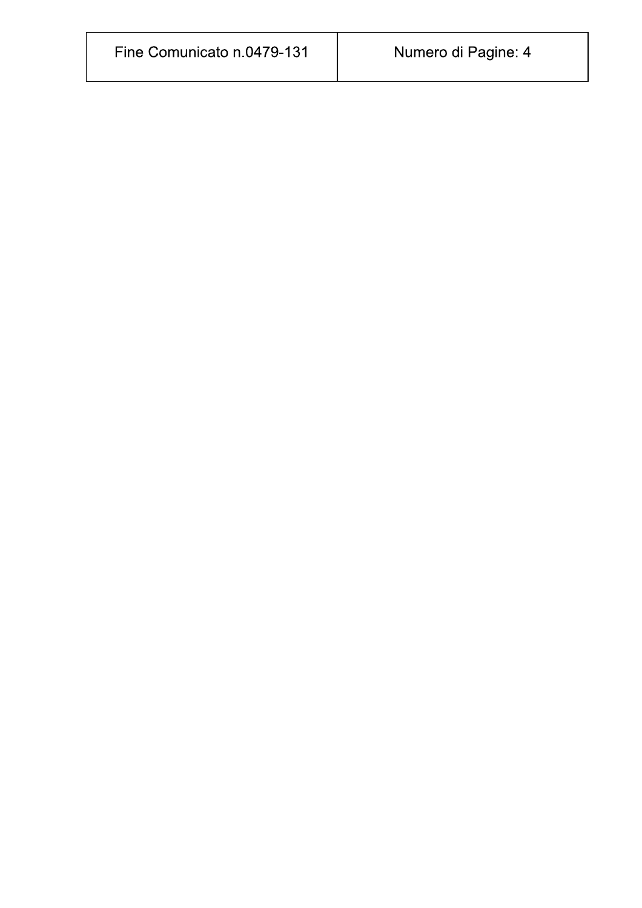| | |
|---|---|
| Fine Comunicato n.0479-131 | Numero di Pagine: 4 |